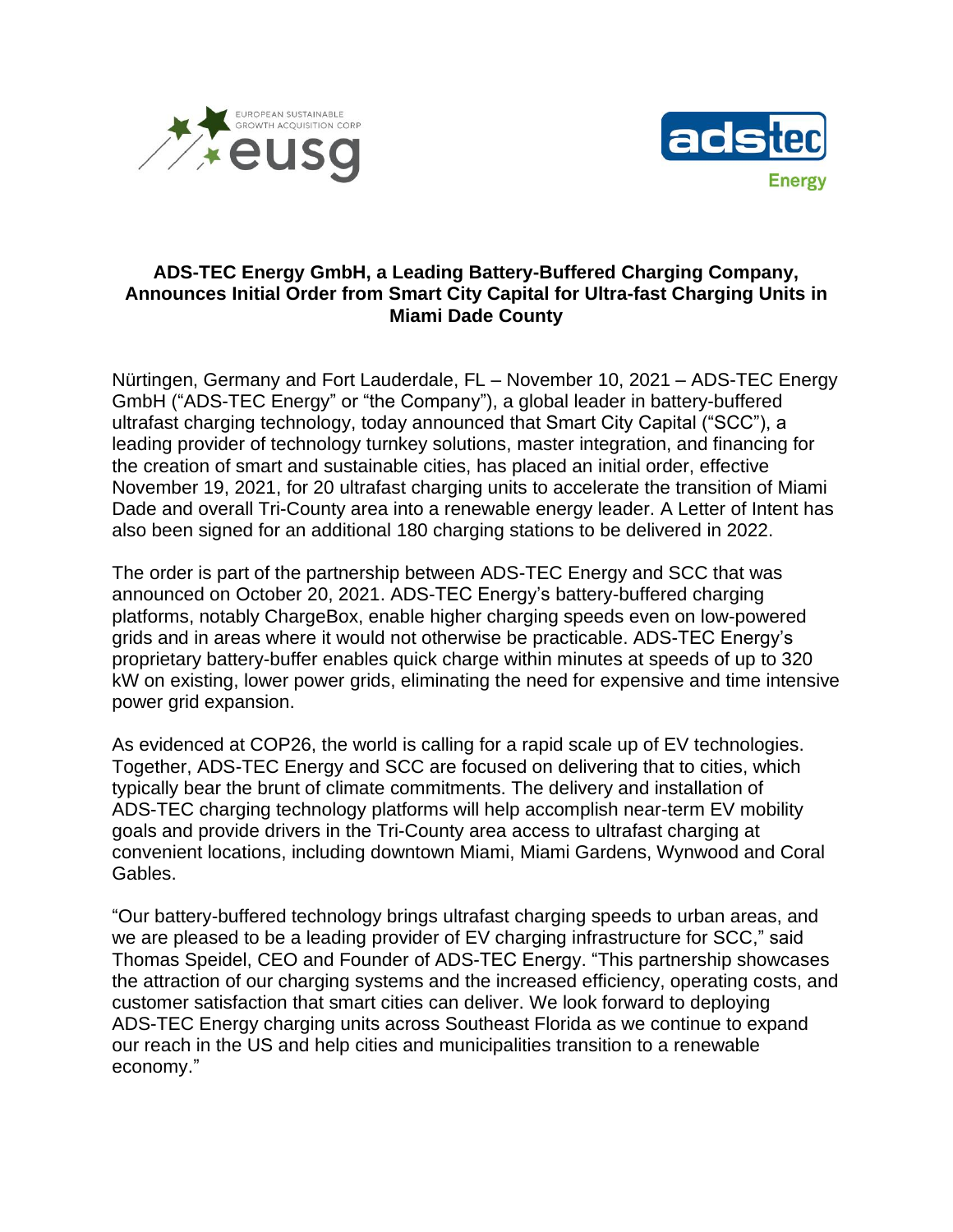# ADS-TEC Energy GmbH, a Leading Battery-Buffered Charging Company, Announces Initial Order from Smart City Capital for Ultra-fast Charging Units in Miami Dade County

Nürtingen, Germany and Fort Lauderdale, FL – November 10, 2021 – ADS-TEC Energy GmbH ("ADS-TEC Energy" or "the Company"), a global leader in battery-buffered ultrafast charging technology, today announced that Smart City Capital ("SCC"), a leading provider of technology turnkey solutions, master integration, and financing for the creation of smart and sustainable cities, has placed an initial order, effective November 19, 2021, for 20 ultrafast charging units to accelerate the transition of Miami Dade and overall Tri-County area into a renewable energy leader. A Letter of Intent has also been signed for an additional 180 charging stations to be delivered in 2022.

The order is part of the partnership between ADS-TEC Energy and SCC that was announced on October 20, 2021. ADS-TEC Energy's battery-buffered charging platforms, notably ChargeBox, enable higher charging speeds even on low-powered grids and in areas where it would not otherwise be practicable. ADS-TEC Energy's proprietary battery-buffer enables quick charge within minutes at speeds of up to 320 kW on existing, lower power grids, eliminating the need for expensive and time intensive power grid expansion.

As evidenced at COP26, the world is calling for a rapid scale up of EV technologies. Together, ADS-TEC Energy and SCC are focused on delivering that to cities, which typically bear the brunt of climate commitments. The delivery and installation of ADS-TEC charging technology platforms will help accomplish near-term EV mobility goals and provide drivers in the Tri-County area access to ultrafast charging at convenient locations, including downtown Miami, Miami Gardens, Wynwood and Coral Gables.

"Our battery-buffered technology brings ultrafast charging speeds to urban areas, and we are pleased to be a leading provider of EV charging infrastructure for SCC," said Thomas Speidel, CEO and Founder of ADS-TEC Energy. "This partnership showcases the attraction of our charging systems and the increased efficiency, operating costs, and customer satisfaction that smart cities can deliver. We look forward to deploying ADS-TEC Energy charging units across Southeast Florida as we continue to expand our reach in the US and help cities and municipalities transition to a renewable economy."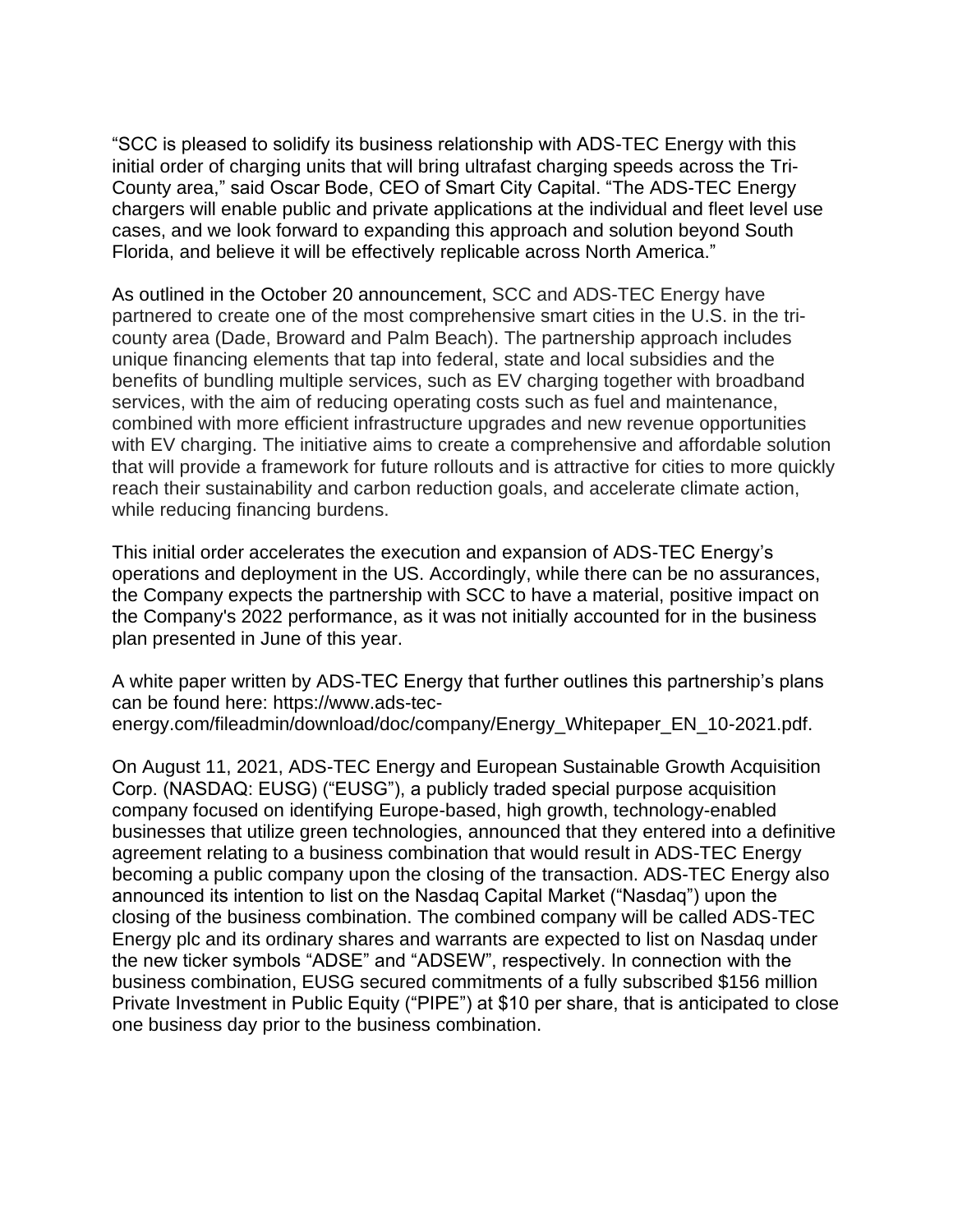"SCC is pleased to solidify its business relationship with ADS-TEC Energy with this initial order of charging units that will bring ultrafast charging speeds across the Tri-County area," said Oscar Bode, CEO of Smart City Capital. "The ADS-TEC Energy chargers will enable public and private applications at the individual and fleet level use cases, and we look forward to expanding this approach and solution beyond South Florida, and believe it will be effectively replicable across North America."

As outlined in the October 20 announcement, SCC and ADS-TEC Energy have partnered to create one of the most comprehensive smart cities in the U.S. in the tri-county area (Dade, Broward and Palm Beach). The partnership approach includes unique financing elements that tap into federal, state and local subsidies and the benefits of bundling multiple services, such as EV charging together with broadband services, with the aim of reducing operating costs such as fuel and maintenance, combined with more efficient infrastructure upgrades and new revenue opportunities with EV charging. The initiative aims to create a comprehensive and affordable solution that will provide a framework for future rollouts and is attractive for cities to more quickly reach their sustainability and carbon reduction goals, and accelerate climate action, while reducing financing burdens.

This initial order accelerates the execution and expansion of ADS-TEC Energy's operations and deployment in the US. Accordingly, while there can be no assurances, the Company expects the partnership with SCC to have a material, positive impact on the Company's 2022 performance, as it was not initially accounted for in the business plan presented in June of this year.

A white paper written by ADS-TEC Energy that further outlines this partnership's plans can be found here: https://www.ads-tec-energy.com/fileadmin/download/doc/company/Energy_Whitepaper_EN_10-2021.pdf.

On August 11, 2021, ADS-TEC Energy and European Sustainable Growth Acquisition Corp. (NASDAQ: EUSG) ("EUSG"), a publicly traded special purpose acquisition company focused on identifying Europe-based, high growth, technology-enabled businesses that utilize green technologies, announced that they entered into a definitive agreement relating to a business combination that would result in ADS-TEC Energy becoming a public company upon the closing of the transaction. ADS-TEC Energy also announced its intention to list on the Nasdaq Capital Market ("Nasdaq") upon the closing of the business combination. The combined company will be called ADS-TEC Energy plc and its ordinary shares and warrants are expected to list on Nasdaq under the new ticker symbols "ADSE" and "ADSEW", respectively. In connection with the business combination, EUSG secured commitments of a fully subscribed $156 million Private Investment in Public Equity ("PIPE") at $10 per share, that is anticipated to close one business day prior to the business combination.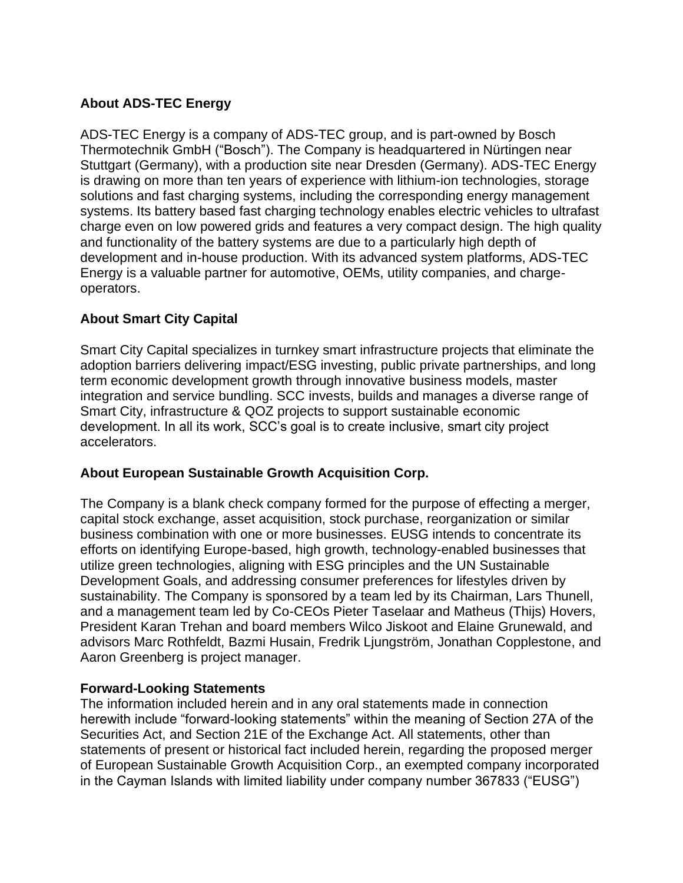## About ADS-TEC Energy

ADS-TEC Energy is a company of ADS-TEC group, and is part-owned by Bosch Thermotechnik GmbH ("Bosch"). The Company is headquartered in Nürtingen near Stuttgart (Germany), with a production site near Dresden (Germany). ADS-TEC Energy is drawing on more than ten years of experience with lithium-ion technologies, storage solutions and fast charging systems, including the corresponding energy management systems. Its battery based fast charging technology enables electric vehicles to ultrafast charge even on low powered grids and features a very compact design. The high quality and functionality of the battery systems are due to a particularly high depth of development and in-house production. With its advanced system platforms, ADS-TEC Energy is a valuable partner for automotive, OEMs, utility companies, and charge-operators.

## About Smart City Capital

Smart City Capital specializes in turnkey smart infrastructure projects that eliminate the adoption barriers delivering impact/ESG investing, public private partnerships, and long term economic development growth through innovative business models, master integration and service bundling. SCC invests, builds and manages a diverse range of Smart City, infrastructure & QOZ projects to support sustainable economic development. In all its work, SCC's goal is to create inclusive, smart city project accelerators.

## About European Sustainable Growth Acquisition Corp.

The Company is a blank check company formed for the purpose of effecting a merger, capital stock exchange, asset acquisition, stock purchase, reorganization or similar business combination with one or more businesses. EUSG intends to concentrate its efforts on identifying Europe-based, high growth, technology-enabled businesses that utilize green technologies, aligning with ESG principles and the UN Sustainable Development Goals, and addressing consumer preferences for lifestyles driven by sustainability. The Company is sponsored by a team led by its Chairman, Lars Thunell, and a management team led by Co-CEOs Pieter Taselaar and Matheus (Thijs) Hovers, President Karan Trehan and board members Wilco Jiskoot and Elaine Grunewald, and advisors Marc Rothfeldt, Bazmi Husain, Fredrik Ljungström, Jonathan Copplestone, and Aaron Greenberg is project manager.

## Forward-Looking Statements

The information included herein and in any oral statements made in connection herewith include "forward-looking statements" within the meaning of Section 27A of the Securities Act, and Section 21E of the Exchange Act. All statements, other than statements of present or historical fact included herein, regarding the proposed merger of European Sustainable Growth Acquisition Corp., an exempted company incorporated in the Cayman Islands with limited liability under company number 367833 ("EUSG")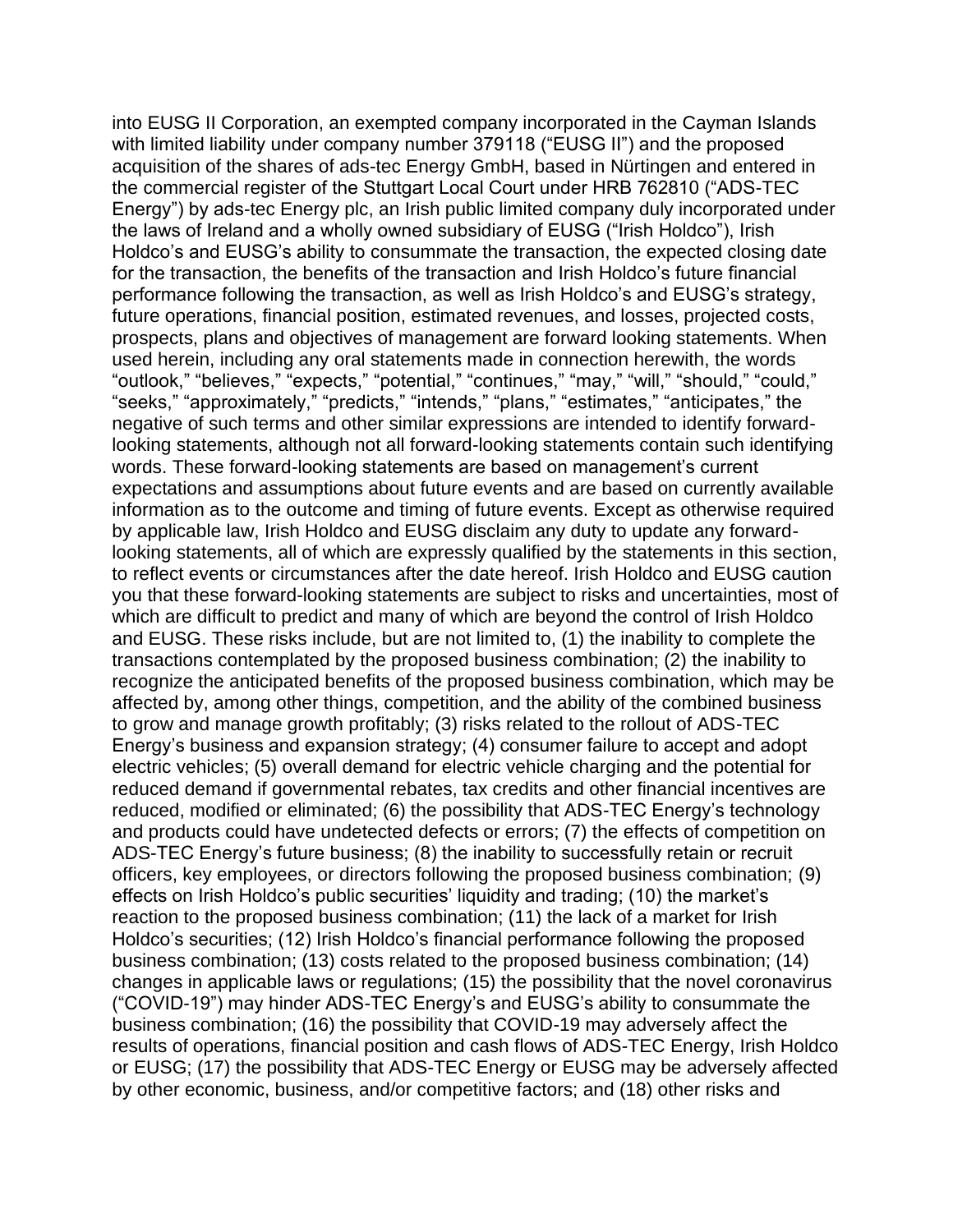into EUSG II Corporation, an exempted company incorporated in the Cayman Islands with limited liability under company number 379118 ("EUSG II") and the proposed acquisition of the shares of ads-tec Energy GmbH, based in Nürtingen and entered in the commercial register of the Stuttgart Local Court under HRB 762810 ("ADS-TEC Energy") by ads-tec Energy plc, an Irish public limited company duly incorporated under the laws of Ireland and a wholly owned subsidiary of EUSG ("Irish Holdco"), Irish Holdco's and EUSG's ability to consummate the transaction, the expected closing date for the transaction, the benefits of the transaction and Irish Holdco's future financial performance following the transaction, as well as Irish Holdco's and EUSG's strategy, future operations, financial position, estimated revenues, and losses, projected costs, prospects, plans and objectives of management are forward looking statements. When used herein, including any oral statements made in connection herewith, the words "outlook," "believes," "expects," "potential," "continues," "may," "will," "should," "could," "seeks," "approximately," "predicts," "intends," "plans," "estimates," "anticipates," the negative of such terms and other similar expressions are intended to identify forward-looking statements, although not all forward-looking statements contain such identifying words. These forward-looking statements are based on management's current expectations and assumptions about future events and are based on currently available information as to the outcome and timing of future events. Except as otherwise required by applicable law, Irish Holdco and EUSG disclaim any duty to update any forward-looking statements, all of which are expressly qualified by the statements in this section, to reflect events or circumstances after the date hereof. Irish Holdco and EUSG caution you that these forward-looking statements are subject to risks and uncertainties, most of which are difficult to predict and many of which are beyond the control of Irish Holdco and EUSG. These risks include, but are not limited to, (1) the inability to complete the transactions contemplated by the proposed business combination; (2) the inability to recognize the anticipated benefits of the proposed business combination, which may be affected by, among other things, competition, and the ability of the combined business to grow and manage growth profitably; (3) risks related to the rollout of ADS-TEC Energy's business and expansion strategy; (4) consumer failure to accept and adopt electric vehicles; (5) overall demand for electric vehicle charging and the potential for reduced demand if governmental rebates, tax credits and other financial incentives are reduced, modified or eliminated; (6) the possibility that ADS-TEC Energy's technology and products could have undetected defects or errors; (7) the effects of competition on ADS-TEC Energy's future business; (8) the inability to successfully retain or recruit officers, key employees, or directors following the proposed business combination; (9) effects on Irish Holdco's public securities' liquidity and trading; (10) the market's reaction to the proposed business combination; (11) the lack of a market for Irish Holdco's securities; (12) Irish Holdco's financial performance following the proposed business combination; (13) costs related to the proposed business combination; (14) changes in applicable laws or regulations; (15) the possibility that the novel coronavirus ("COVID-19") may hinder ADS-TEC Energy's and EUSG's ability to consummate the business combination; (16) the possibility that COVID-19 may adversely affect the results of operations, financial position and cash flows of ADS-TEC Energy, Irish Holdco or EUSG; (17) the possibility that ADS-TEC Energy or EUSG may be adversely affected by other economic, business, and/or competitive factors; and (18) other risks and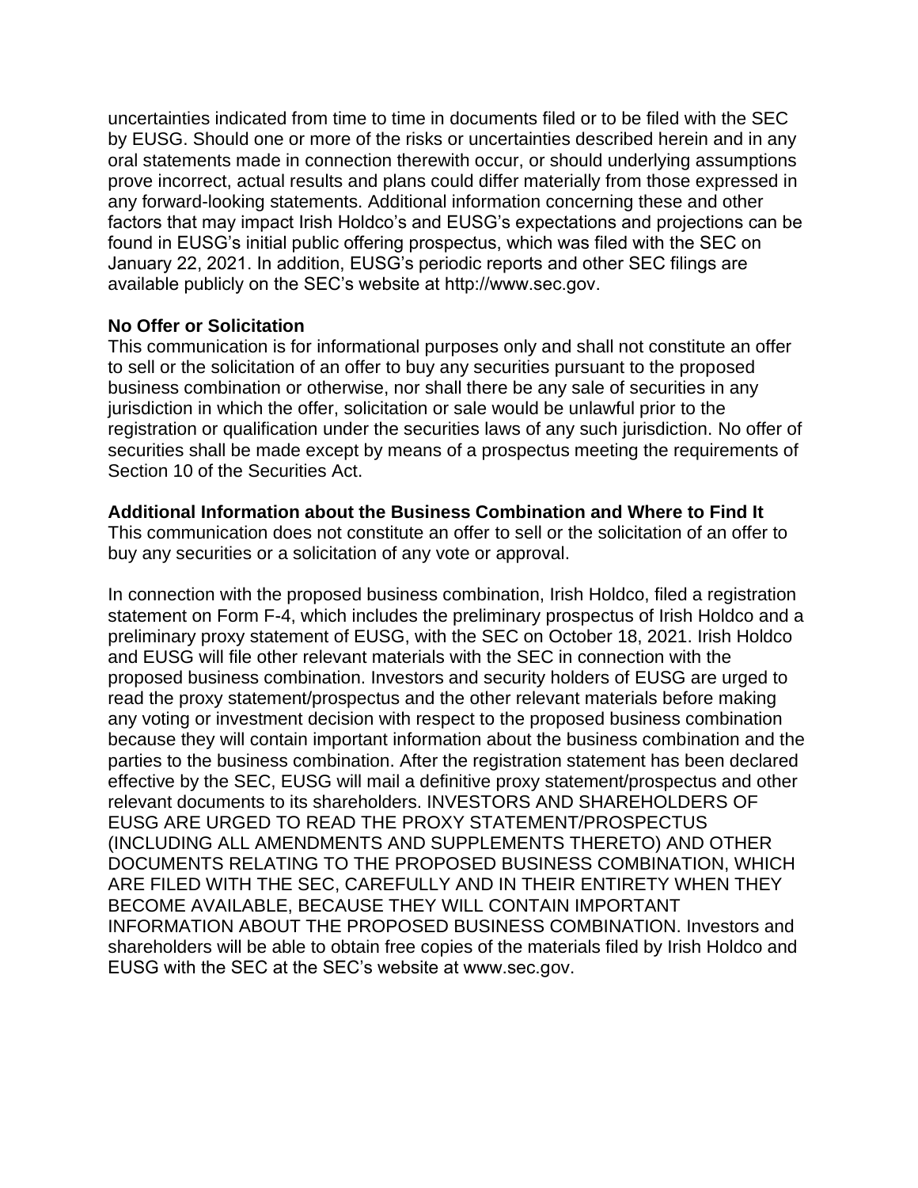uncertainties indicated from time to time in documents filed or to be filed with the SEC by EUSG. Should one or more of the risks or uncertainties described herein and in any oral statements made in connection therewith occur, or should underlying assumptions prove incorrect, actual results and plans could differ materially from those expressed in any forward-looking statements. Additional information concerning these and other factors that may impact Irish Holdco's and EUSG's expectations and projections can be found in EUSG's initial public offering prospectus, which was filed with the SEC on January 22, 2021. In addition, EUSG's periodic reports and other SEC filings are available publicly on the SEC's website at http://www.sec.gov.

**No Offer or Solicitation**
This communication is for informational purposes only and shall not constitute an offer to sell or the solicitation of an offer to buy any securities pursuant to the proposed business combination or otherwise, nor shall there be any sale of securities in any jurisdiction in which the offer, solicitation or sale would be unlawful prior to the registration or qualification under the securities laws of any such jurisdiction. No offer of securities shall be made except by means of a prospectus meeting the requirements of Section 10 of the Securities Act.

**Additional Information about the Business Combination and Where to Find It**
This communication does not constitute an offer to sell or the solicitation of an offer to buy any securities or a solicitation of any vote or approval.

In connection with the proposed business combination, Irish Holdco, filed a registration statement on Form F-4, which includes the preliminary prospectus of Irish Holdco and a preliminary proxy statement of EUSG, with the SEC on October 18, 2021. Irish Holdco and EUSG will file other relevant materials with the SEC in connection with the proposed business combination. Investors and security holders of EUSG are urged to read the proxy statement/prospectus and the other relevant materials before making any voting or investment decision with respect to the proposed business combination because they will contain important information about the business combination and the parties to the business combination. After the registration statement has been declared effective by the SEC, EUSG will mail a definitive proxy statement/prospectus and other relevant documents to its shareholders. INVESTORS AND SHAREHOLDERS OF EUSG ARE URGED TO READ THE PROXY STATEMENT/PROSPECTUS (INCLUDING ALL AMENDMENTS AND SUPPLEMENTS THERETO) AND OTHER DOCUMENTS RELATING TO THE PROPOSED BUSINESS COMBINATION, WHICH ARE FILED WITH THE SEC, CAREFULLY AND IN THEIR ENTIRETY WHEN THEY BECOME AVAILABLE, BECAUSE THEY WILL CONTAIN IMPORTANT INFORMATION ABOUT THE PROPOSED BUSINESS COMBINATION. Investors and shareholders will be able to obtain free copies of the materials filed by Irish Holdco and EUSG with the SEC at the SEC's website at www.sec.gov.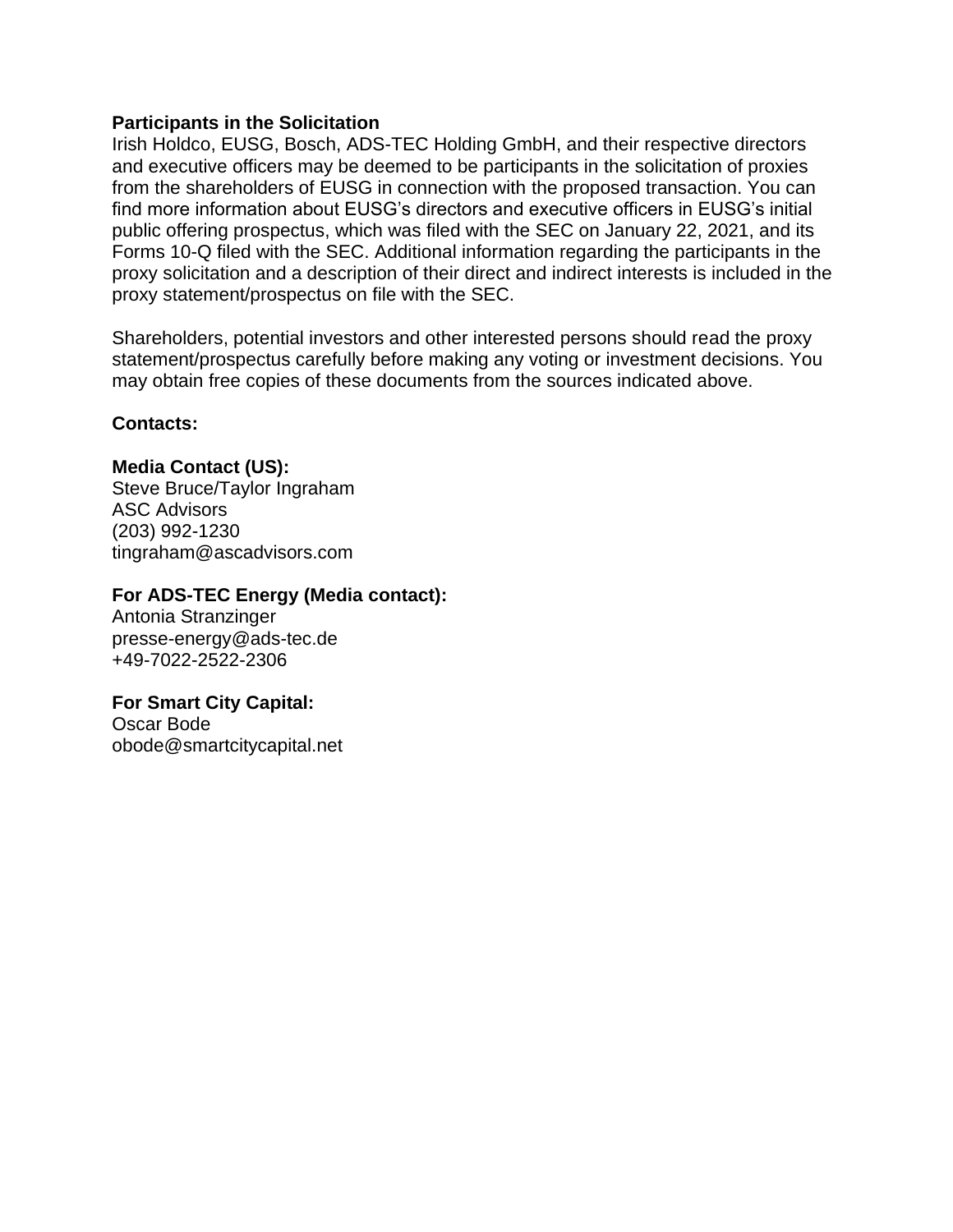**Participants in the Solicitation**

Irish Holdco, EUSG, Bosch, ADS-TEC Holding GmbH, and their respective directors and executive officers may be deemed to be participants in the solicitation of proxies from the shareholders of EUSG in connection with the proposed transaction. You can find more information about EUSG's directors and executive officers in EUSG's initial public offering prospectus, which was filed with the SEC on January 22, 2021, and its Forms 10-Q filed with the SEC. Additional information regarding the participants in the proxy solicitation and a description of their direct and indirect interests is included in the proxy statement/prospectus on file with the SEC.

Shareholders, potential investors and other interested persons should read the proxy statement/prospectus carefully before making any voting or investment decisions. You may obtain free copies of these documents from the sources indicated above.

**Contacts:**

**Media Contact (US):**
Steve Bruce/Taylor Ingraham
ASC Advisors
(203) 992-1230
tingraham@ascadvisors.com

**For ADS-TEC Energy (Media contact):**
Antonia Stranzinger
presse-energy@ads-tec.de
+49-7022-2522-2306

**For Smart City Capital:**
Oscar Bode
obode@smartcitycapital.net